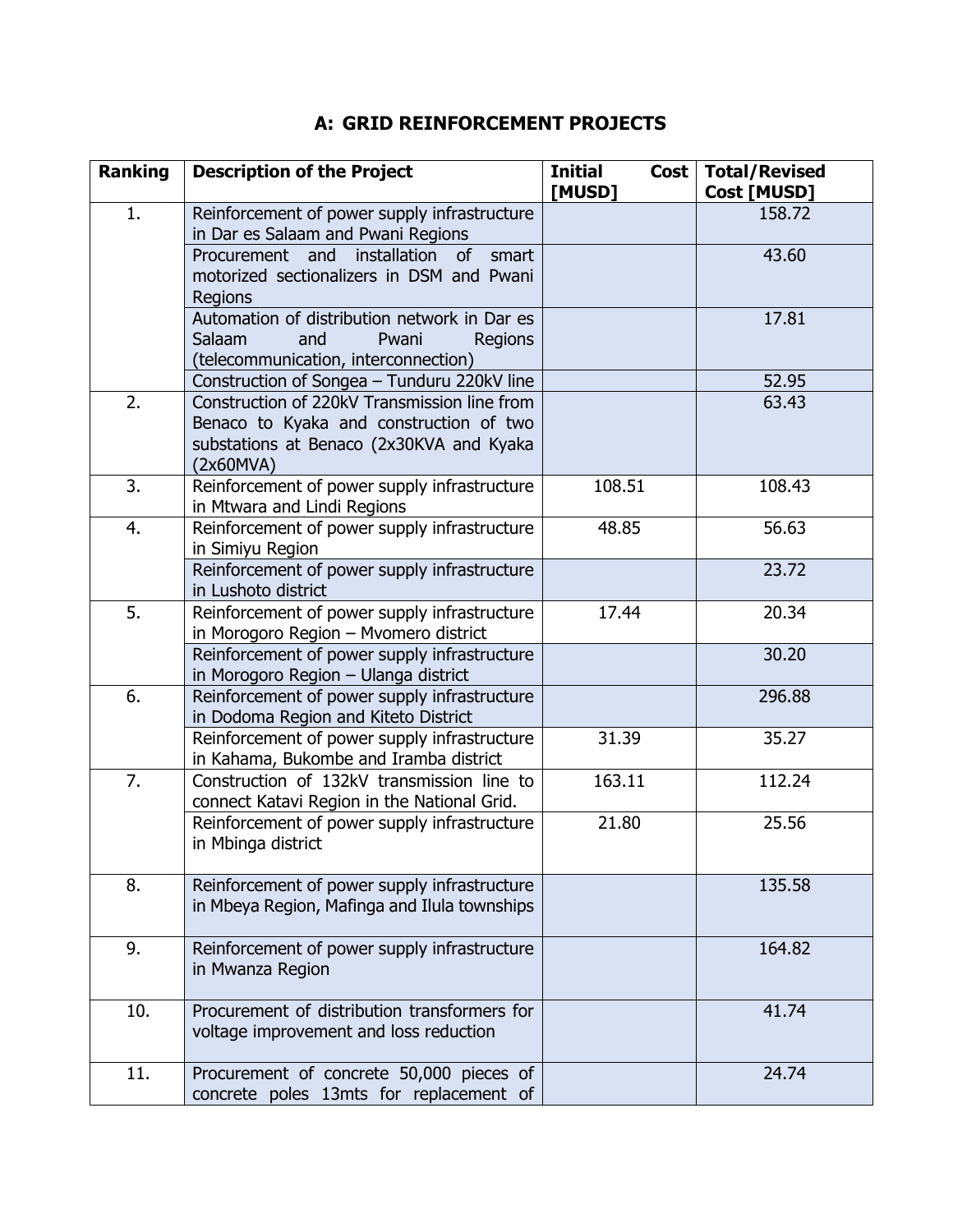## A: GRID REINFORCEMENT PROJECTS

| Ranking | Description of the Project | Initial Cost [MUSD] | Total/Revised Cost [MUSD] |
|---|---|---|---|
| 1. | Reinforcement of power supply infrastructure in Dar es Salaam and Pwani Regions | | 158.72 |
| | Procurement and installation of smart motorized sectionalizers in DSM and Pwani Regions | | 43.60 |
| | Automation of distribution network in Dar es Salaam and Pwani Regions (telecommunication, interconnection) | | 17.81 |
| | Construction of Songea – Tunduru 220kV line | | 52.95 |
| 2. | Construction of 220kV Transmission line from Benaco to Kyaka and construction of two substations at Benaco (2x30KVA and Kyaka (2x60MVA) | | 63.43 |
| 3. | Reinforcement of power supply infrastructure in Mtwara and Lindi Regions | 108.51 | 108.43 |
| 4. | Reinforcement of power supply infrastructure in Simiyu Region | 48.85 | 56.63 |
| | Reinforcement of power supply infrastructure in Lushoto district | | 23.72 |
| 5. | Reinforcement of power supply infrastructure in Morogoro Region – Mvomero district | 17.44 | 20.34 |
| | Reinforcement of power supply infrastructure in Morogoro Region – Ulanga district | | 30.20 |
| 6. | Reinforcement of power supply infrastructure in Dodoma Region and Kiteto District | | 296.88 |
| | Reinforcement of power supply infrastructure in Kahama, Bukombe and Iramba district | 31.39 | 35.27 |
| 7. | Construction of 132kV transmission line to connect Katavi Region in the National Grid. | 163.11 | 112.24 |
| | Reinforcement of power supply infrastructure in Mbinga district | 21.80 | 25.56 |
| 8. | Reinforcement of power supply infrastructure in Mbeya Region, Mafinga and Ilula townships | | 135.58 |
| 9. | Reinforcement of power supply infrastructure in Mwanza Region | | 164.82 |
| 10. | Procurement of distribution transformers for voltage improvement and loss reduction | | 41.74 |
| 11. | Procurement of concrete 50,000 pieces of concrete poles 13mts for replacement of | | 24.74 |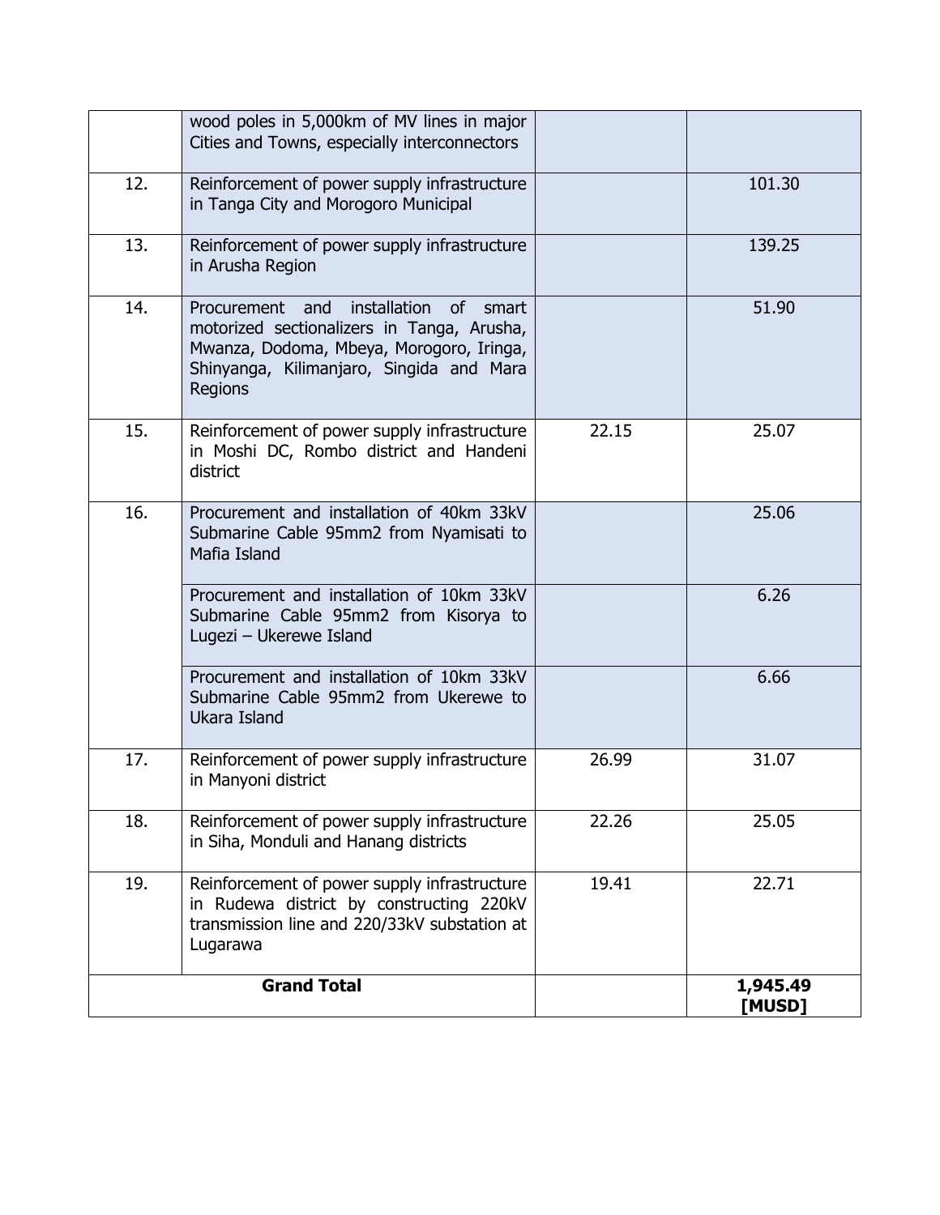| | | | |
|---|---|---|---|
| | wood poles in 5,000km of MV lines in major Cities and Towns, especially interconnectors | | |
| 12. | Reinforcement of power supply infrastructure in Tanga City and Morogoro Municipal | | 101.30 |
| 13. | Reinforcement of power supply infrastructure in Arusha Region | | 139.25 |
| 14. | Procurement and installation of smart motorized sectionalizers in Tanga, Arusha, Mwanza, Dodoma, Mbeya, Morogoro, Iringa, Shinyanga, Kilimanjaro, Singida and Mara Regions | | 51.90 |
| 15. | Reinforcement of power supply infrastructure in Moshi DC, Rombo district and Handeni district | 22.15 | 25.07 |
| 16. | Procurement and installation of 40km 33kV Submarine Cable 95mm2 from Nyamisati to Mafia Island | | 25.06 |
| | Procurement and installation of 10km 33kV Submarine Cable 95mm2 from Kisorya to Lugezi – Ukerewe Island | | 6.26 |
| | Procurement and installation of 10km 33kV Submarine Cable 95mm2 from Ukerewe to Ukara Island | | 6.66 |
| 17. | Reinforcement of power supply infrastructure in Manyoni district | 26.99 | 31.07 |
| 18. | Reinforcement of power supply infrastructure in Siha, Monduli and Hanang districts | 22.26 | 25.05 |
| 19. | Reinforcement of power supply infrastructure in Rudewa district by constructing 220kV transmission line and 220/33kV substation at Lugarawa | 19.41 | 22.71 |
| **Grand Total** | | | **1,945.49 [MUSD]** |